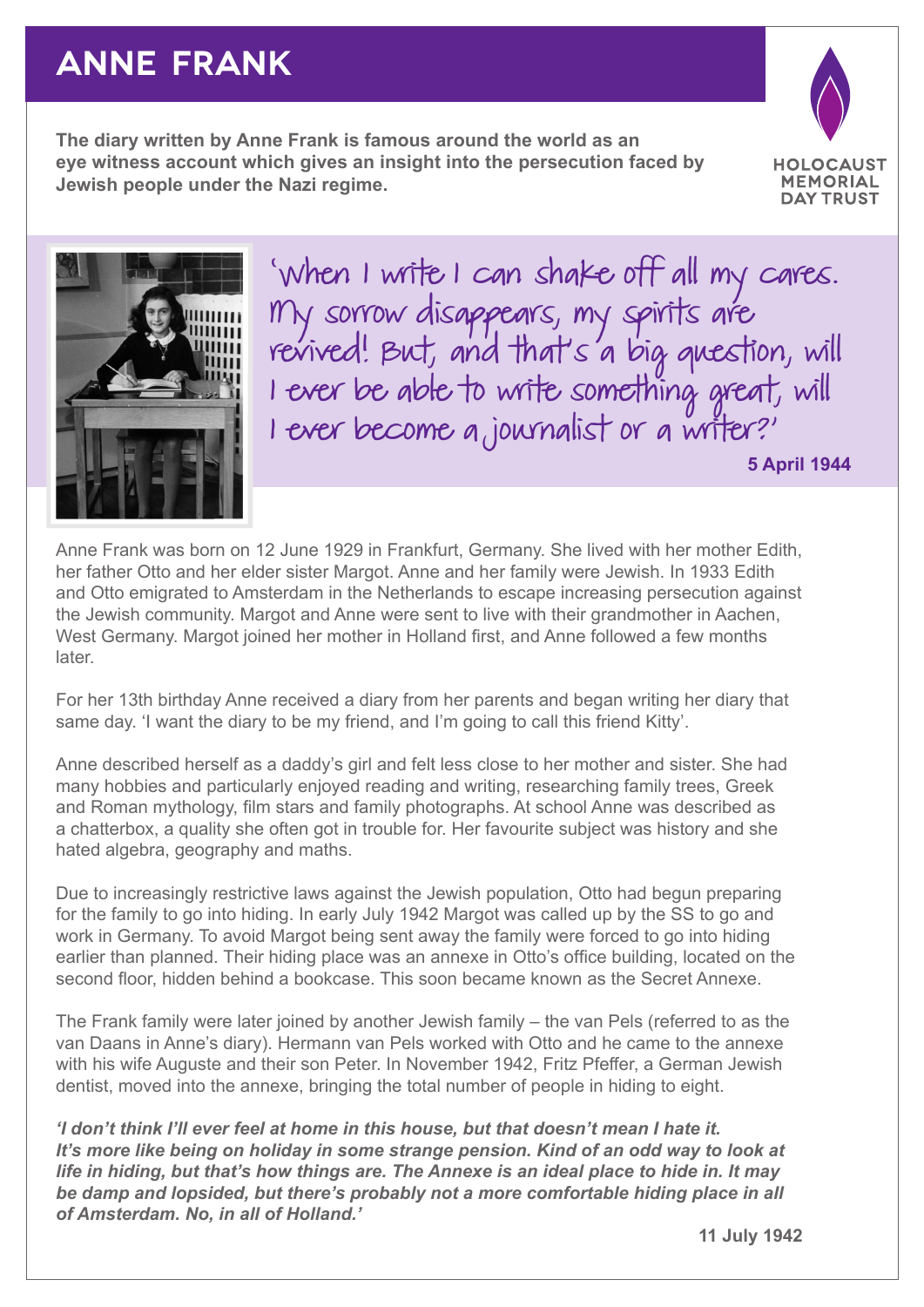# ANNE FRANK

**The diary written by Anne Frank is famous around the world as an eye witness account which gives an insight into the persecution faced by Jewish people under the Nazi regime.**

HOLOCAUST MEMORIAL DAY TRUST

'When I write I can shake off all my cares. My sorrow disappears, my spirits are revived! But, and that's a big question, will I ever be able to write something great, will I ever become a journalist or a writer?'

**5 April 1944**

Anne Frank was born on 12 June 1929 in Frankfurt, Germany. She lived with her mother Edith, her father Otto and her elder sister Margot. Anne and her family were Jewish. In 1933 Edith and Otto emigrated to Amsterdam in the Netherlands to escape increasing persecution against the Jewish community. Margot and Anne were sent to live with their grandmother in Aachen, West Germany. Margot joined her mother in Holland first, and Anne followed a few months later.

For her 13th birthday Anne received a diary from her parents and began writing her diary that same day. 'I want the diary to be my friend, and I'm going to call this friend Kitty'.

Anne described herself as a daddy's girl and felt less close to her mother and sister. She had many hobbies and particularly enjoyed reading and writing, researching family trees, Greek and Roman mythology, film stars and family photographs. At school Anne was described as a chatterbox, a quality she often got in trouble for. Her favourite subject was history and she hated algebra, geography and maths.

Due to increasingly restrictive laws against the Jewish population, Otto had begun preparing for the family to go into hiding. In early July 1942 Margot was called up by the SS to go and work in Germany. To avoid Margot being sent away the family were forced to go into hiding earlier than planned. Their hiding place was an annexe in Otto's office building, located on the second floor, hidden behind a bookcase. This soon became known as the Secret Annexe.

The Frank family were later joined by another Jewish family – the van Pels (referred to as the van Daans in Anne's diary). Hermann van Pels worked with Otto and he came to the annexe with his wife Auguste and their son Peter. In November 1942, Fritz Pfeffer, a German Jewish dentist, moved into the annexe, bringing the total number of people in hiding to eight.

***'I don't think I'll ever feel at home in this house, but that doesn't mean I hate it. It's more like being on holiday in some strange pension. Kind of an odd way to look at life in hiding, but that's how things are. The Annexe is an ideal place to hide in. It may be damp and lopsided, but there's probably not a more comfortable hiding place in all of Amsterdam. No, in all of Holland.'***

**11 July 1942**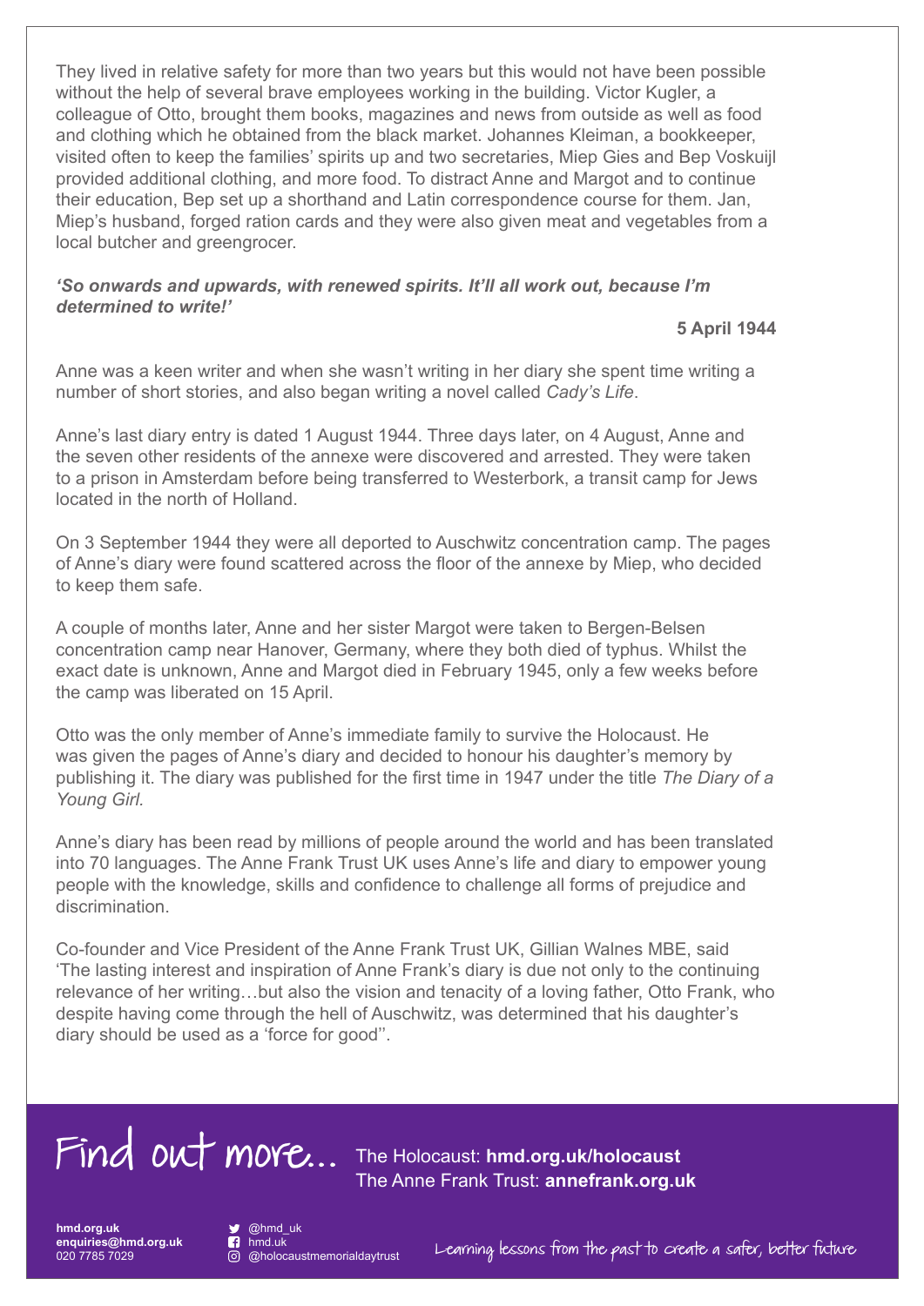They lived in relative safety for more than two years but this would not have been possible without the help of several brave employees working in the building. Victor Kugler, a colleague of Otto, brought them books, magazines and news from outside as well as food and clothing which he obtained from the black market. Johannes Kleiman, a bookkeeper, visited often to keep the families' spirits up and two secretaries, Miep Gies and Bep Voskuijl provided additional clothing, and more food. To distract Anne and Margot and to continue their education, Bep set up a shorthand and Latin correspondence course for them. Jan, Miep's husband, forged ration cards and they were also given meat and vegetables from a local butcher and greengrocer.

***'So onwards and upwards, with renewed spirits. It'll all work out, because I'm determined to write!'***

**5 April 1944**

Anne was a keen writer and when she wasn't writing in her diary she spent time writing a number of short stories, and also began writing a novel called *Cady's Life*.

Anne's last diary entry is dated 1 August 1944. Three days later, on 4 August, Anne and the seven other residents of the annexe were discovered and arrested. They were taken to a prison in Amsterdam before being transferred to Westerbork, a transit camp for Jews located in the north of Holland.

On 3 September 1944 they were all deported to Auschwitz concentration camp. The pages of Anne's diary were found scattered across the floor of the annexe by Miep, who decided to keep them safe.

A couple of months later, Anne and her sister Margot were taken to Bergen-Belsen concentration camp near Hanover, Germany, where they both died of typhus. Whilst the exact date is unknown, Anne and Margot died in February 1945, only a few weeks before the camp was liberated on 15 April.

Otto was the only member of Anne's immediate family to survive the Holocaust. He was given the pages of Anne's diary and decided to honour his daughter's memory by publishing it. The diary was published for the first time in 1947 under the title *The Diary of a Young Girl*.

Anne's diary has been read by millions of people around the world and has been translated into 70 languages. The Anne Frank Trust UK uses Anne's life and diary to empower young people with the knowledge, skills and confidence to challenge all forms of prejudice and discrimination.

Co-founder and Vice President of the Anne Frank Trust UK, Gillian Walnes MBE, said 'The lasting interest and inspiration of Anne Frank's diary is due not only to the continuing relevance of her writing…but also the vision and tenacity of a loving father, Otto Frank, who despite having come through the hell of Auschwitz, was determined that his daughter's diary should be used as a 'force for good''.

## Find out more...

The Holocaust: **hmd.org.uk/holocaust**
The Anne Frank Trust: **annefrank.org.uk**

**hmd.org.uk**
**enquiries@hmd.org.uk**
020 7785 7029

@hmd_uk
hmd.uk
@holocaustmemorialdaytrust

Learning lessons from the past to create a safer, better future